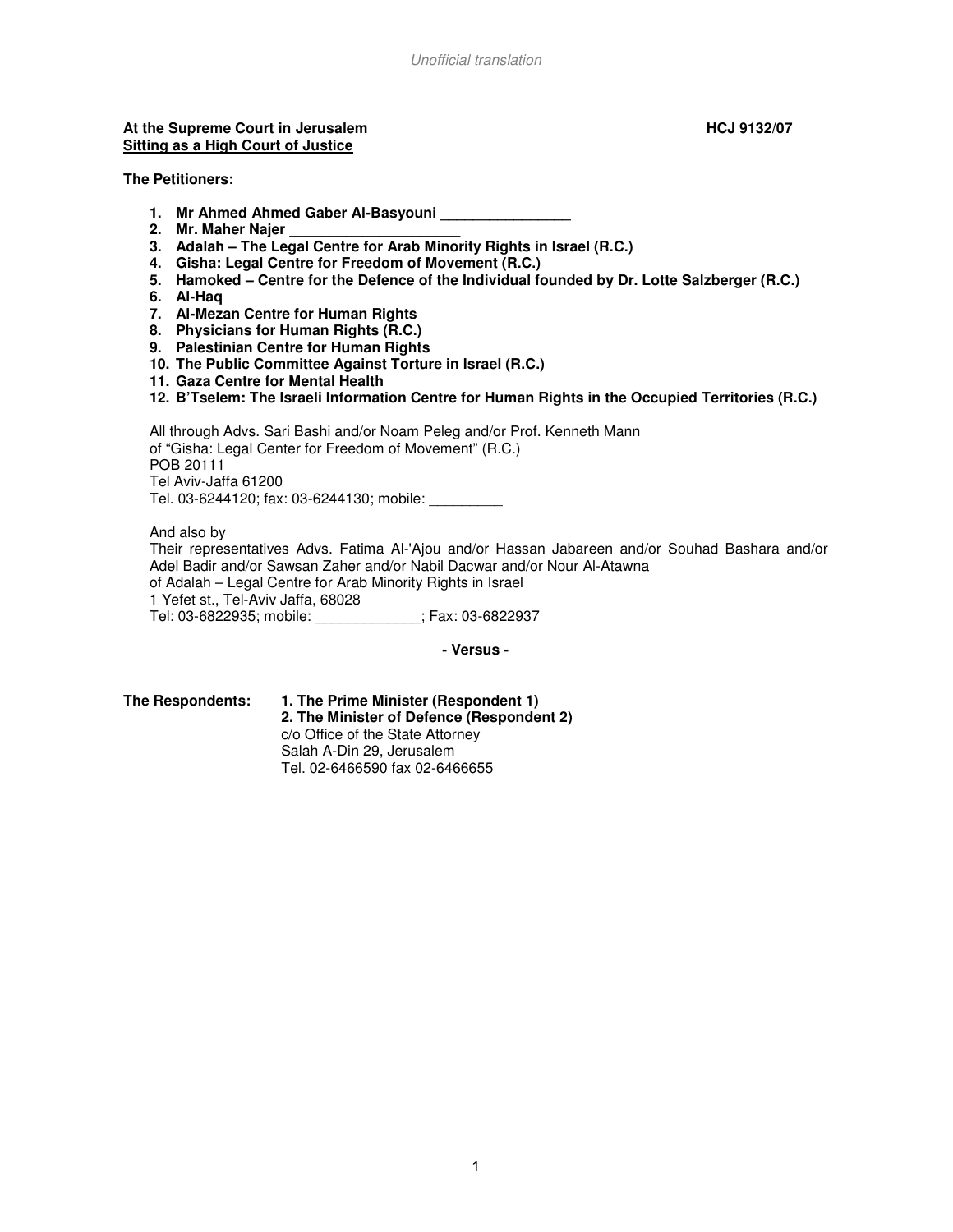*Unofficial translation*

**At the Supreme Court in Jerusalem** **HCJ 9132/07**
**<u>Sitting as a High Court of Justice</u>**

**The Petitioners:**

1. **Mr Ahmed Ahmed Gaber Al-Basyouni ________________**
2. **Mr. Maher Najer _____________________**
3. **Adalah – The Legal Centre for Arab Minority Rights in Israel (R.C.)**
4. **Gisha: Legal Centre for Freedom of Movement (R.C.)**
5. **Hamoked – Centre for the Defence of the Individual founded by Dr. Lotte Salzberger (R.C.)**
6. **Al-Haq**
7. **Al-Mezan Centre for Human Rights**
8. **Physicians for Human Rights (R.C.)**
9. **Palestinian Centre for Human Rights**
10. **The Public Committee Against Torture in Israel (R.C.)**
11. **Gaza Centre for Mental Health**
12. **B'Tselem: The Israeli Information Centre for Human Rights in the Occupied Territories (R.C.)**

All through Advs. Sari Bashi and/or Noam Peleg and/or Prof. Kenneth Mann
of "Gisha: Legal Center for Freedom of Movement" (R.C.)
POB 20111
Tel Aviv-Jaffa 61200
Tel. 03-6244120; fax: 03-6244130; mobile: _________

And also by
Their representatives Advs. Fatima Al-'Ajou and/or Hassan Jabareen and/or Souhad Bashara and/or Adel Badir and/or Sawsan Zaher and/or Nabil Dacwar and/or Nour Al-Atawna
of Adalah – Legal Centre for Arab Minority Rights in Israel
1 Yefet st., Tel-Aviv Jaffa, 68028
Tel: 03-6822935; mobile: _____________; Fax: 03-6822937

**- Versus -**

**The Respondents:** **1. The Prime Minister (Respondent 1)**
**2. The Minister of Defence (Respondent 2)**
c/o Office of the State Attorney
Salah A-Din 29, Jerusalem
Tel. 02-6466590 fax 02-6466655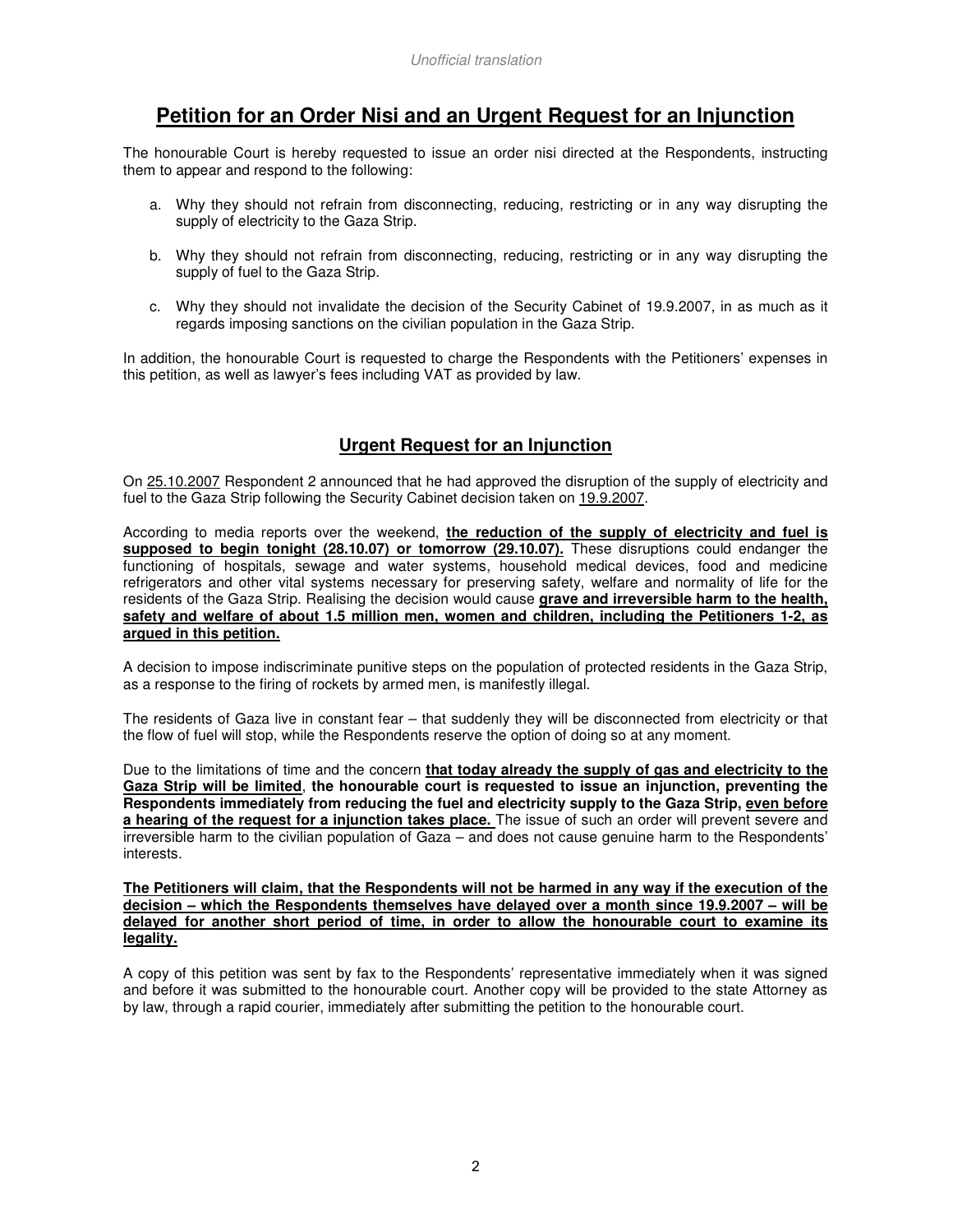*Unofficial translation*

# Petition for an Order Nisi and an Urgent Request for an Injunction

The honourable Court is hereby requested to issue an order nisi directed at the Respondents, instructing them to appear and respond to the following:

a. Why they should not refrain from disconnecting, reducing, restricting or in any way disrupting the supply of electricity to the Gaza Strip.

b. Why they should not refrain from disconnecting, reducing, restricting or in any way disrupting the supply of fuel to the Gaza Strip.

c. Why they should not invalidate the decision of the Security Cabinet of 19.9.2007, in as much as it regards imposing sanctions on the civilian population in the Gaza Strip.

In addition, the honourable Court is requested to charge the Respondents with the Petitioners' expenses in this petition, as well as lawyer's fees including VAT as provided by law.

## Urgent Request for an Injunction

On 25.10.2007 Respondent 2 announced that he had approved the disruption of the supply of electricity and fuel to the Gaza Strip following the Security Cabinet decision taken on 19.9.2007.

According to media reports over the weekend, **the reduction of the supply of electricity and fuel is supposed to begin tonight (28.10.07) or tomorrow (29.10.07).** These disruptions could endanger the functioning of hospitals, sewage and water systems, household medical devices, food and medicine refrigerators and other vital systems necessary for preserving safety, welfare and normality of life for the residents of the Gaza Strip. Realising the decision would cause **grave and irreversible harm to the health, safety and welfare of about 1.5 million men, women and children, including the Petitioners 1-2, as argued in this petition.**

A decision to impose indiscriminate punitive steps on the population of protected residents in the Gaza Strip, as a response to the firing of rockets by armed men, is manifestly illegal.

The residents of Gaza live in constant fear – that suddenly they will be disconnected from electricity or that the flow of fuel will stop, while the Respondents reserve the option of doing so at any moment.

Due to the limitations of time and the concern **that today already the supply of gas and electricity to the Gaza Strip will be limited**, **the honourable court is requested to issue an injunction, preventing the Respondents immediately from reducing the fuel and electricity supply to the Gaza Strip, even before a hearing of the request for a injunction takes place.** The issue of such an order will prevent severe and irreversible harm to the civilian population of Gaza – and does not cause genuine harm to the Respondents' interests.

**The Petitioners will claim, that the Respondents will not be harmed in any way if the execution of the decision – which the Respondents themselves have delayed over a month since 19.9.2007 – will be delayed for another short period of time, in order to allow the honourable court to examine its legality.**

A copy of this petition was sent by fax to the Respondents' representative immediately when it was signed and before it was submitted to the honourable court. Another copy will be provided to the state Attorney as by law, through a rapid courier, immediately after submitting the petition to the honourable court.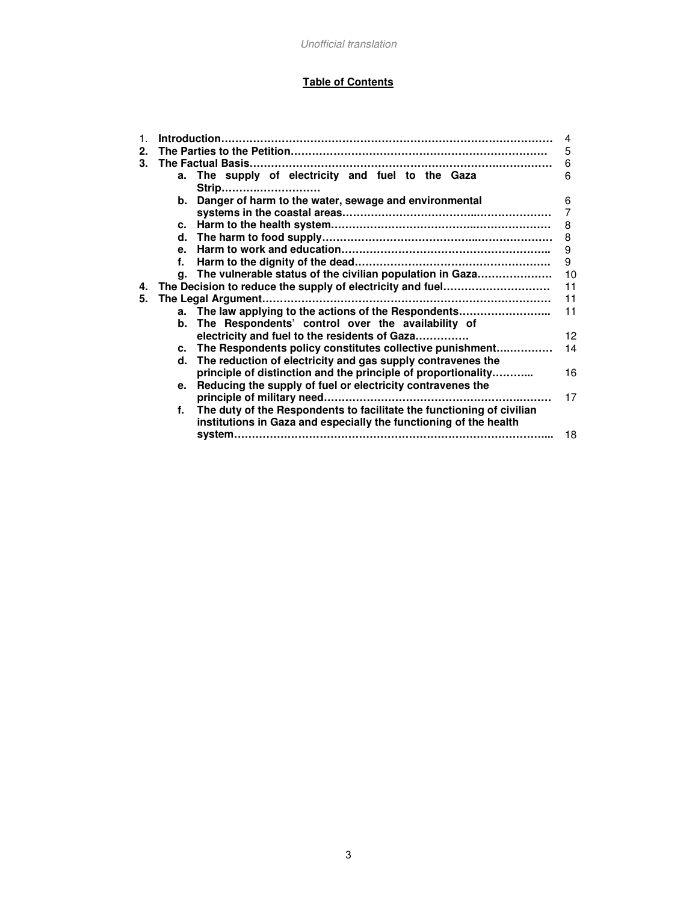*Unofficial translation*

**Table of Contents**

| | | | |
|---|---|---|---|
| 1. | **Introduction** | | 4 |
| **2.** | **The Parties to the Petition** | | 5 |
| **3.** | **The Factual Basis** | | 6 |
| | **a.** | **The supply of electricity and fuel to the Gaza Strip** | 6 |
| | **b.** | **Danger of harm to the water, sewage and environmental systems in the coastal areas** | 6<br>7 |
| | **c.** | **Harm to the health system** | 8 |
| | **d.** | **The harm to food supply** | 8 |
| | **e.** | **Harm to work and education** | 9 |
| | **f.** | **Harm to the dignity of the dead** | 9 |
| | **g.** | **The vulnerable status of the civilian population in Gaza** | 10 |
| **4.** | **The Decision to reduce the supply of electricity and fuel** | | 11 |
| **5.** | **The Legal Argument** | | 11 |
| | **a.** | **The law applying to the actions of the Respondents** | 11 |
| | **b.** | **The Respondents' control over the availability of electricity and fuel to the residents of Gaza** | 12 |
| | **c.** | **The Respondents policy constitutes collective punishment** | 14 |
| | **d.** | **The reduction of electricity and gas supply contravenes the principle of distinction and the principle of proportionality** | 16 |
| | **e.** | **Reducing the supply of fuel or electricity contravenes the principle of military need** | 17 |
| | **f.** | **The duty of the Respondents to facilitate the functioning of civilian institutions in Gaza and especially the functioning of the health system** | 18 |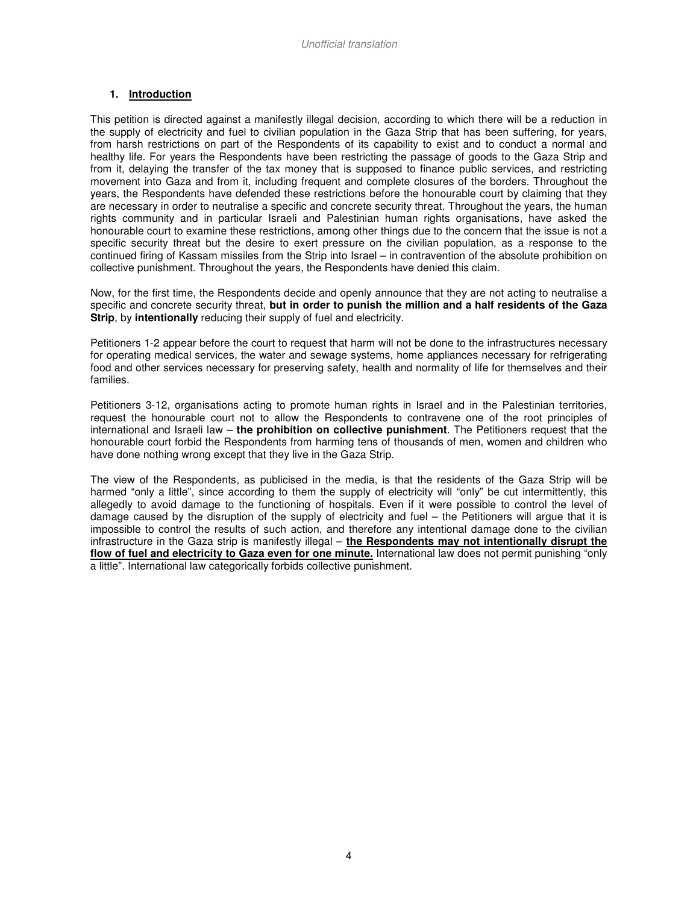## 1. Introduction

This petition is directed against a manifestly illegal decision, according to which there will be a reduction in the supply of electricity and fuel to civilian population in the Gaza Strip that has been suffering, for years, from harsh restrictions on part of the Respondents of its capability to exist and to conduct a normal and healthy life. For years the Respondents have been restricting the passage of goods to the Gaza Strip and from it, delaying the transfer of the tax money that is supposed to finance public services, and restricting movement into Gaza and from it, including frequent and complete closures of the borders. Throughout the years, the Respondents have defended these restrictions before the honourable court by claiming that they are necessary in order to neutralise a specific and concrete security threat. Throughout the years, the human rights community and in particular Israeli and Palestinian human rights organisations, have asked the honourable court to examine these restrictions, among other things due to the concern that the issue is not a specific security threat but the desire to exert pressure on the civilian population, as a response to the continued firing of Kassam missiles from the Strip into Israel – in contravention of the absolute prohibition on collective punishment. Throughout the years, the Respondents have denied this claim.

Now, for the first time, the Respondents decide and openly announce that they are not acting to neutralise a specific and concrete security threat, **but in order to punish the million and a half residents of the Gaza Strip**, by **intentionally** reducing their supply of fuel and electricity.

Petitioners 1-2 appear before the court to request that harm will not be done to the infrastructures necessary for operating medical services, the water and sewage systems, home appliances necessary for refrigerating food and other services necessary for preserving safety, health and normality of life for themselves and their families.

Petitioners 3-12, organisations acting to promote human rights in Israel and in the Palestinian territories, request the honourable court not to allow the Respondents to contravene one of the root principles of international and Israeli law – **the prohibition on collective punishment**. The Petitioners request that the honourable court forbid the Respondents from harming tens of thousands of men, women and children who have done nothing wrong except that they live in the Gaza Strip.

The view of the Respondents, as publicised in the media, is that the residents of the Gaza Strip will be harmed "only a little", since according to them the supply of electricity will "only" be cut intermittently, this allegedly to avoid damage to the functioning of hospitals. Even if it were possible to control the level of damage caused by the disruption of the supply of electricity and fuel – the Petitioners will argue that it is impossible to control the results of such action, and therefore any intentional damage done to the civilian infrastructure in the Gaza strip is manifestly illegal – **the Respondents may not intentionally disrupt the flow of fuel and electricity to Gaza even for one minute.** International law does not permit punishing "only a little". International law categorically forbids collective punishment.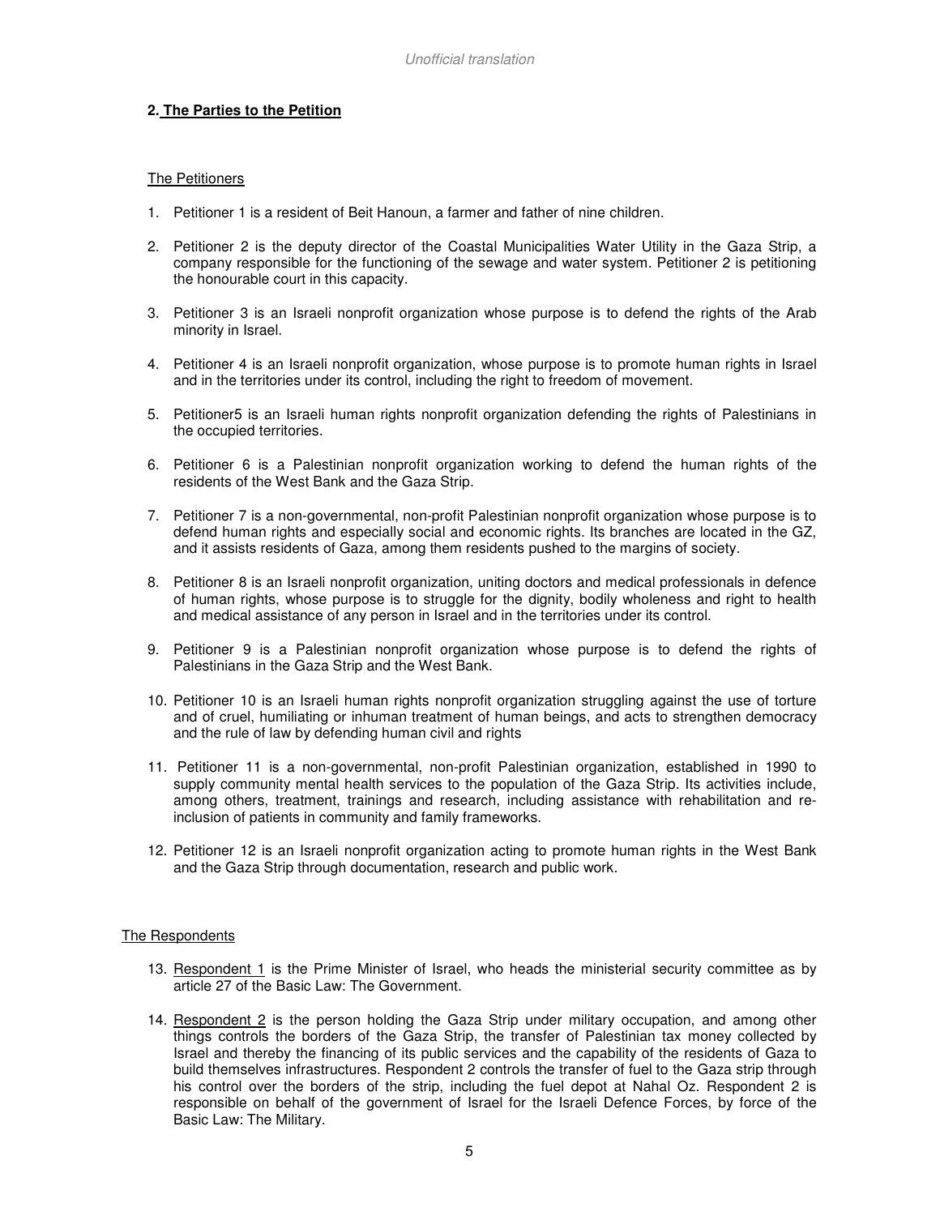### 2. The Parties to the Petition

The Petitioners

1. Petitioner 1 is a resident of Beit Hanoun, a farmer and father of nine children.

2. Petitioner 2 is the deputy director of the Coastal Municipalities Water Utility in the Gaza Strip, a company responsible for the functioning of the sewage and water system. Petitioner 2 is petitioning the honourable court in this capacity.

3. Petitioner 3 is an Israeli nonprofit organization whose purpose is to defend the rights of the Arab minority in Israel.

4. Petitioner 4 is an Israeli nonprofit organization, whose purpose is to promote human rights in Israel and in the territories under its control, including the right to freedom of movement.

5. Petitioner5 is an Israeli human rights nonprofit organization defending the rights of Palestinians in the occupied territories.

6. Petitioner 6 is a Palestinian nonprofit organization working to defend the human rights of the residents of the West Bank and the Gaza Strip.

7. Petitioner 7 is a non-governmental, non-profit Palestinian nonprofit organization whose purpose is to defend human rights and especially social and economic rights. Its branches are located in the GZ, and it assists residents of Gaza, among them residents pushed to the margins of society.

8. Petitioner 8 is an Israeli nonprofit organization, uniting doctors and medical professionals in defence of human rights, whose purpose is to struggle for the dignity, bodily wholeness and right to health and medical assistance of any person in Israel and in the territories under its control.

9. Petitioner 9 is a Palestinian nonprofit organization whose purpose is to defend the rights of Palestinians in the Gaza Strip and the West Bank.

10. Petitioner 10 is an Israeli human rights nonprofit organization struggling against the use of torture and of cruel, humiliating or inhuman treatment of human beings, and acts to strengthen democracy and the rule of law by defending human civil and rights

11. Petitioner 11 is a non-governmental, non-profit Palestinian organization, established in 1990 to supply community mental health services to the population of the Gaza Strip. Its activities include, among others, treatment, trainings and research, including assistance with rehabilitation and re-inclusion of patients in community and family frameworks.

12. Petitioner 12 is an Israeli nonprofit organization acting to promote human rights in the West Bank and the Gaza Strip through documentation, research and public work.

The Respondents

13. Respondent 1 is the Prime Minister of Israel, who heads the ministerial security committee as by article 27 of the Basic Law: The Government.

14. Respondent 2 is the person holding the Gaza Strip under military occupation, and among other things controls the borders of the Gaza Strip, the transfer of Palestinian tax money collected by Israel and thereby the financing of its public services and the capability of the residents of Gaza to build themselves infrastructures. Respondent 2 controls the transfer of fuel to the Gaza strip through his control over the borders of the strip, including the fuel depot at Nahal Oz. Respondent 2 is responsible on behalf of the government of Israel for the Israeli Defence Forces, by force of the Basic Law: The Military.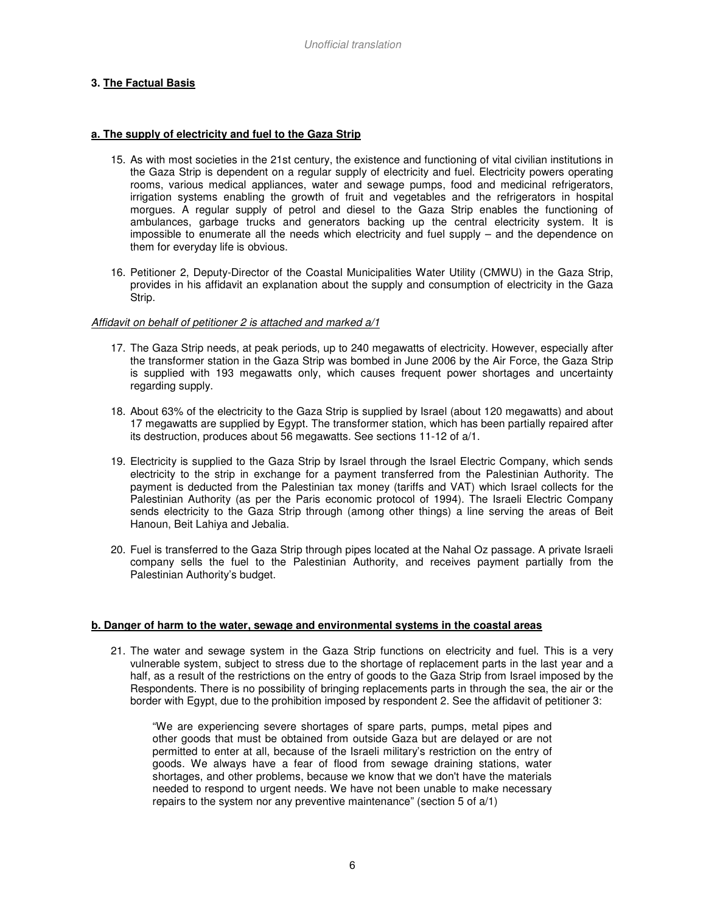### 3. The Factual Basis

#### a. The supply of electricity and fuel to the Gaza Strip

15. As with most societies in the 21st century, the existence and functioning of vital civilian institutions in the Gaza Strip is dependent on a regular supply of electricity and fuel. Electricity powers operating rooms, various medical appliances, water and sewage pumps, food and medicinal refrigerators, irrigation systems enabling the growth of fruit and vegetables and the refrigerators in hospital morgues. A regular supply of petrol and diesel to the Gaza Strip enables the functioning of ambulances, garbage trucks and generators backing up the central electricity system. It is impossible to enumerate all the needs which electricity and fuel supply – and the dependence on them for everyday life is obvious.

16. Petitioner 2, Deputy-Director of the Coastal Municipalities Water Utility (CMWU) in the Gaza Strip, provides in his affidavit an explanation about the supply and consumption of electricity in the Gaza Strip.

*Affidavit on behalf of petitioner 2 is attached and marked a/1*

17. The Gaza Strip needs, at peak periods, up to 240 megawatts of electricity. However, especially after the transformer station in the Gaza Strip was bombed in June 2006 by the Air Force, the Gaza Strip is supplied with 193 megawatts only, which causes frequent power shortages and uncertainty regarding supply.

18. About 63% of the electricity to the Gaza Strip is supplied by Israel (about 120 megawatts) and about 17 megawatts are supplied by Egypt. The transformer station, which has been partially repaired after its destruction, produces about 56 megawatts. See sections 11-12 of a/1.

19. Electricity is supplied to the Gaza Strip by Israel through the Israel Electric Company, which sends electricity to the strip in exchange for a payment transferred from the Palestinian Authority. The payment is deducted from the Palestinian tax money (tariffs and VAT) which Israel collects for the Palestinian Authority (as per the Paris economic protocol of 1994). The Israeli Electric Company sends electricity to the Gaza Strip through (among other things) a line serving the areas of Beit Hanoun, Beit Lahiya and Jebalia.

20. Fuel is transferred to the Gaza Strip through pipes located at the Nahal Oz passage. A private Israeli company sells the fuel to the Palestinian Authority, and receives payment partially from the Palestinian Authority's budget.

#### b. Danger of harm to the water, sewage and environmental systems in the coastal areas

21. The water and sewage system in the Gaza Strip functions on electricity and fuel. This is a very vulnerable system, subject to stress due to the shortage of replacement parts in the last year and a half, as a result of the restrictions on the entry of goods to the Gaza Strip from Israel imposed by the Respondents. There is no possibility of bringing replacements parts in through the sea, the air or the border with Egypt, due to the prohibition imposed by respondent 2. See the affidavit of petitioner 3:

> "We are experiencing severe shortages of spare parts, pumps, metal pipes and other goods that must be obtained from outside Gaza but are delayed or are not permitted to enter at all, because of the Israeli military's restriction on the entry of goods. We always have a fear of flood from sewage draining stations, water shortages, and other problems, because we know that we don't have the materials needed to respond to urgent needs. We have not been unable to make necessary repairs to the system nor any preventive maintenance" (section 5 of a/1)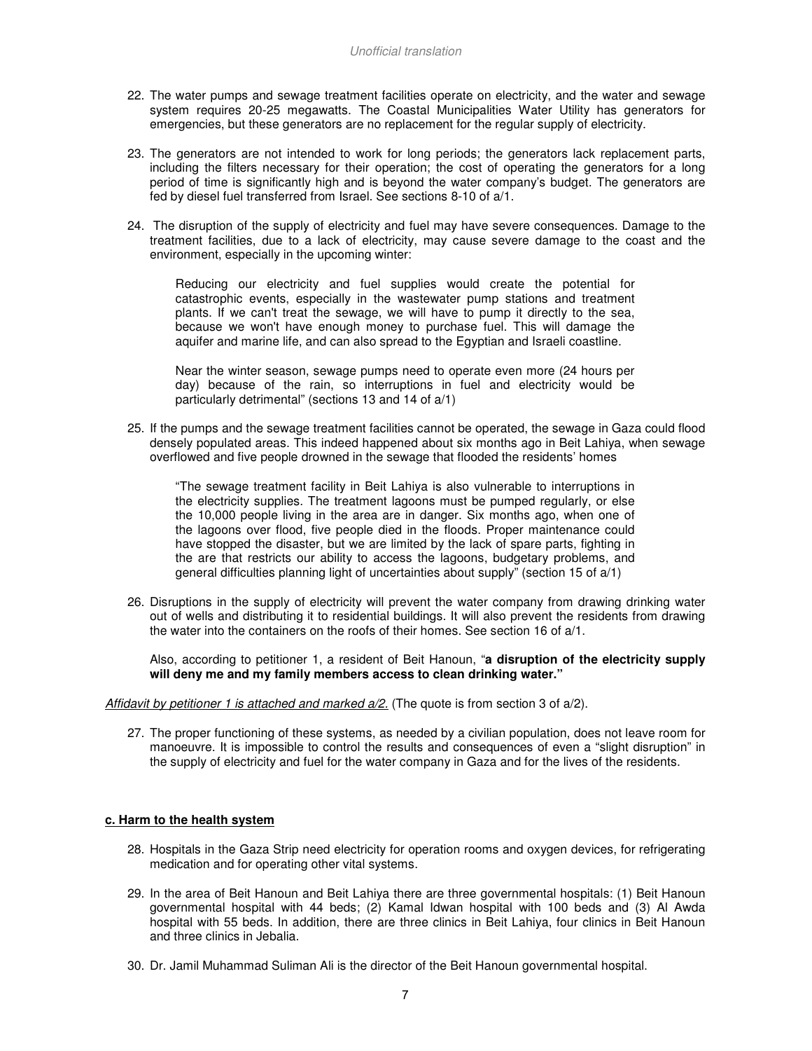22. The water pumps and sewage treatment facilities operate on electricity, and the water and sewage system requires 20-25 megawatts. The Coastal Municipalities Water Utility has generators for emergencies, but these generators are no replacement for the regular supply of electricity.

23. The generators are not intended to work for long periods; the generators lack replacement parts, including the filters necessary for their operation; the cost of operating the generators for a long period of time is significantly high and is beyond the water company's budget. The generators are fed by diesel fuel transferred from Israel. See sections 8-10 of a/1.

24. The disruption of the supply of electricity and fuel may have severe consequences. Damage to the treatment facilities, due to a lack of electricity, may cause severe damage to the coast and the environment, especially in the upcoming winter:

> Reducing our electricity and fuel supplies would create the potential for catastrophic events, especially in the wastewater pump stations and treatment plants. If we can't treat the sewage, we will have to pump it directly to the sea, because we won't have enough money to purchase fuel. This will damage the aquifer and marine life, and can also spread to the Egyptian and Israeli coastline.
>
> Near the winter season, sewage pumps need to operate even more (24 hours per day) because of the rain, so interruptions in fuel and electricity would be particularly detrimental" (sections 13 and 14 of a/1)

25. If the pumps and the sewage treatment facilities cannot be operated, the sewage in Gaza could flood densely populated areas. This indeed happened about six months ago in Beit Lahiya, when sewage overflowed and five people drowned in the sewage that flooded the residents' homes

> "The sewage treatment facility in Beit Lahiya is also vulnerable to interruptions in the electricity supplies. The treatment lagoons must be pumped regularly, or else the 10,000 people living in the area are in danger. Six months ago, when one of the lagoons over flood, five people died in the floods. Proper maintenance could have stopped the disaster, but we are limited by the lack of spare parts, fighting in the are that restricts our ability to access the lagoons, budgetary problems, and general difficulties planning light of uncertainties about supply" (section 15 of a/1)

26. Disruptions in the supply of electricity will prevent the water company from drawing drinking water out of wells and distributing it to residential buildings. It will also prevent the residents from drawing the water into the containers on the roofs of their homes. See section 16 of a/1.

    Also, according to petitioner 1, a resident of Beit Hanoun, "**a disruption of the electricity supply will deny me and my family members access to clean drinking water.**"

*Affidavit by petitioner 1 is attached and marked a/2.* (The quote is from section 3 of a/2).

27. The proper functioning of these systems, as needed by a civilian population, does not leave room for manoeuvre. It is impossible to control the results and consequences of even a "slight disruption" in the supply of electricity and fuel for the water company in Gaza and for the lives of the residents.

**c. Harm to the health system**

28. Hospitals in the Gaza Strip need electricity for operation rooms and oxygen devices, for refrigerating medication and for operating other vital systems.

29. In the area of Beit Hanoun and Beit Lahiya there are three governmental hospitals: (1) Beit Hanoun governmental hospital with 44 beds; (2) Kamal Idwan hospital with 100 beds and (3) Al Awda hospital with 55 beds. In addition, there are three clinics in Beit Lahiya, four clinics in Beit Hanoun and three clinics in Jebalia.

30. Dr. Jamil Muhammad Suliman Ali is the director of the Beit Hanoun governmental hospital.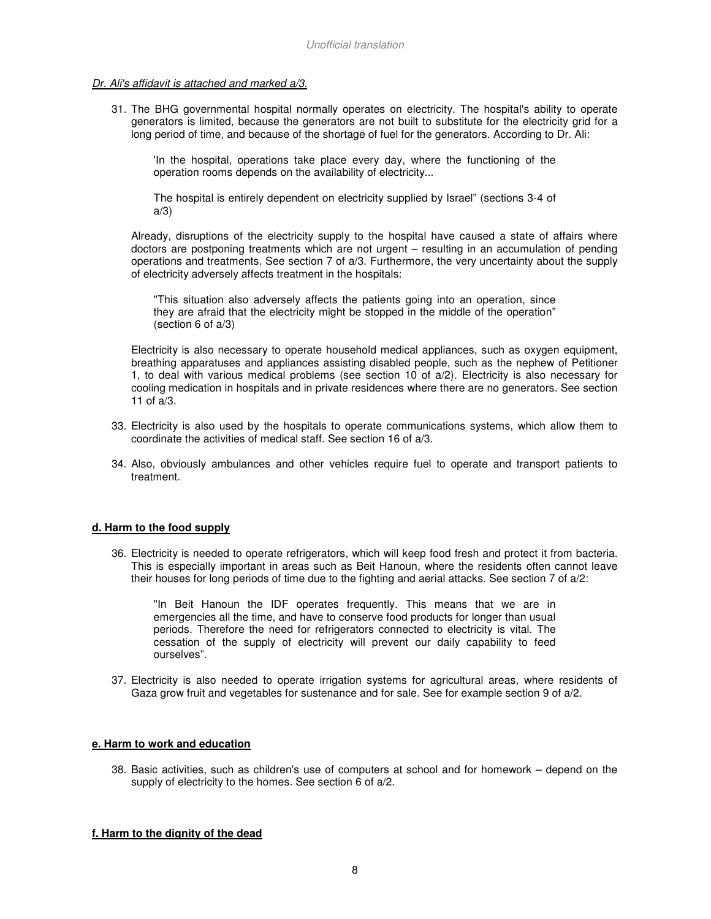*Dr. Ali's affidavit is attached and marked a/3.*

31. The BHG governmental hospital normally operates on electricity. The hospital's ability to operate generators is limited, because the generators are not built to substitute for the electricity grid for a long period of time, and because of the shortage of fuel for the generators. According to Dr. Ali:

    > 'In the hospital, operations take place every day, where the functioning of the operation rooms depends on the availability of electricity...
    >
    > The hospital is entirely dependent on electricity supplied by Israel" (sections 3-4 of a/3)

    Already, disruptions of the electricity supply to the hospital have caused a state of affairs where doctors are postponing treatments which are not urgent – resulting in an accumulation of pending operations and treatments. See section 7 of a/3. Furthermore, the very uncertainty about the supply of electricity adversely affects treatment in the hospitals:

    > "This situation also adversely affects the patients going into an operation, since they are afraid that the electricity might be stopped in the middle of the operation" (section 6 of a/3)

    Electricity is also necessary to operate household medical appliances, such as oxygen equipment, breathing apparatuses and appliances assisting disabled people, such as the nephew of Petitioner 1, to deal with various medical problems (see section 10 of a/2). Electricity is also necessary for cooling medication in hospitals and in private residences where there are no generators. See section 11 of a/3.

33. Electricity is also used by the hospitals to operate communications systems, which allow them to coordinate the activities of medical staff. See section 16 of a/3.

34. Also, obviously ambulances and other vehicles require fuel to operate and transport patients to treatment.

**d. Harm to the food supply**

36. Electricity is needed to operate refrigerators, which will keep food fresh and protect it from bacteria. This is especially important in areas such as Beit Hanoun, where the residents often cannot leave their houses for long periods of time due to the fighting and aerial attacks. See section 7 of a/2:

    > "In Beit Hanoun the IDF operates frequently. This means that we are in emergencies all the time, and have to conserve food products for longer than usual periods. Therefore the need for refrigerators connected to electricity is vital. The cessation of the supply of electricity will prevent our daily capability to feed ourselves".

37. Electricity is also needed to operate irrigation systems for agricultural areas, where residents of Gaza grow fruit and vegetables for sustenance and for sale. See for example section 9 of a/2.

**e. Harm to work and education**

38. Basic activities, such as children's use of computers at school and for homework – depend on the supply of electricity to the homes. See section 6 of a/2.

**f. Harm to the dignity of the dead**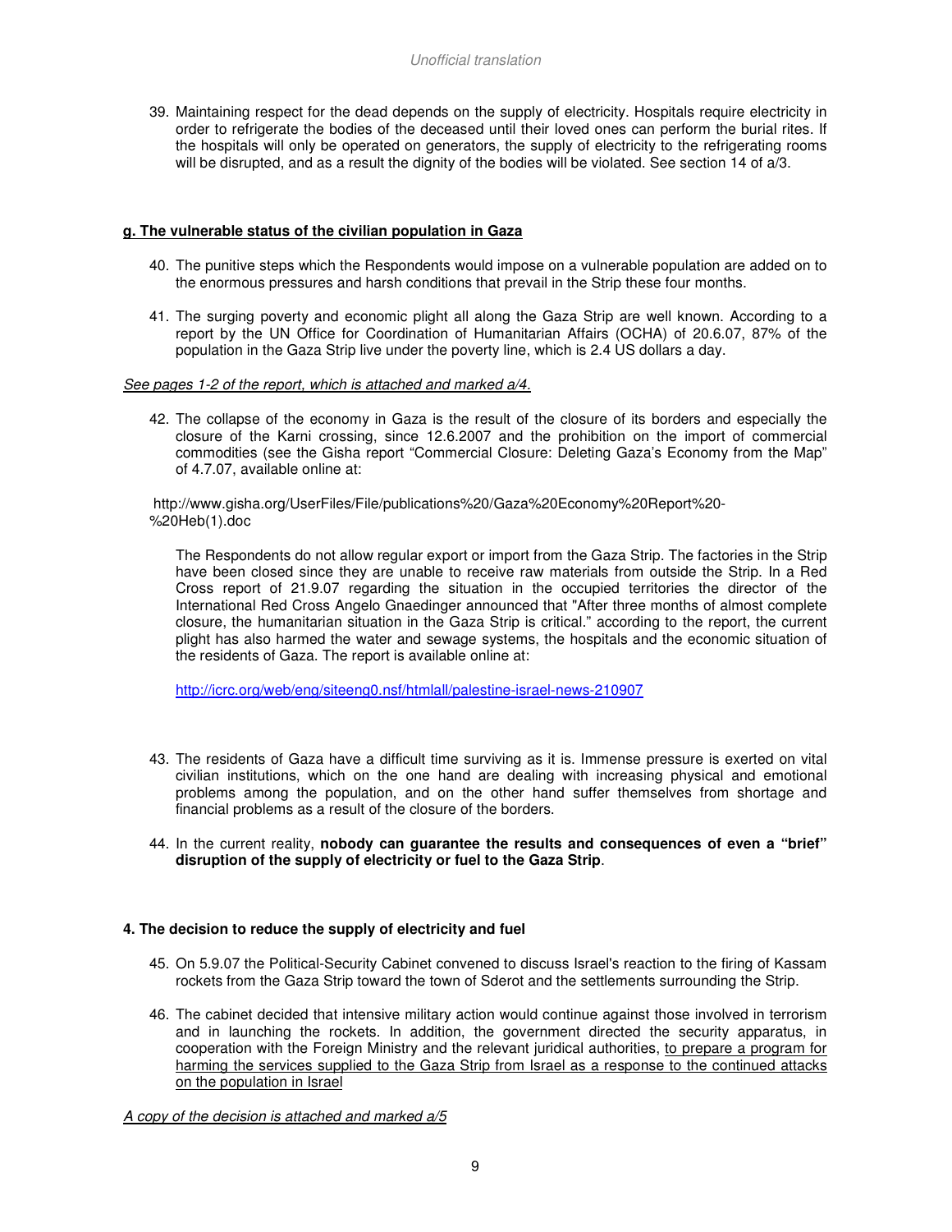39. Maintaining respect for the dead depends on the supply of electricity. Hospitals require electricity in order to refrigerate the bodies of the deceased until their loved ones can perform the burial rites. If the hospitals will only be operated on generators, the supply of electricity to the refrigerating rooms will be disrupted, and as a result the dignity of the bodies will be violated. See section 14 of a/3.

### g. The vulnerable status of the civilian population in Gaza

40. The punitive steps which the Respondents would impose on a vulnerable population are added on to the enormous pressures and harsh conditions that prevail in the Strip these four months.

41. The surging poverty and economic plight all along the Gaza Strip are well known. According to a report by the UN Office for Coordination of Humanitarian Affairs (OCHA) of 20.6.07, 87% of the population in the Gaza Strip live under the poverty line, which is 2.4 US dollars a day.

*See pages 1-2 of the report, which is attached and marked a/4.*

42. The collapse of the economy in Gaza is the result of the closure of its borders and especially the closure of the Karni crossing, since 12.6.2007 and the prohibition on the import of commercial commodities (see the Gisha report "Commercial Closure: Deleting Gaza's Economy from the Map" of 4.7.07, available online at:

    http://www.gisha.org/UserFiles/File/publications%20/Gaza%20Economy%20Report%20-%20Heb(1).doc

    The Respondents do not allow regular export or import from the Gaza Strip. The factories in the Strip have been closed since they are unable to receive raw materials from outside the Strip. In a Red Cross report of 21.9.07 regarding the situation in the occupied territories the director of the International Red Cross Angelo Gnaedinger announced that "After three months of almost complete closure, the humanitarian situation in the Gaza Strip is critical." according to the report, the current plight has also harmed the water and sewage systems, the hospitals and the economic situation of the residents of Gaza. The report is available online at:

    http://icrc.org/web/eng/siteeng0.nsf/htmlall/palestine-israel-news-210907

43. The residents of Gaza have a difficult time surviving as it is. Immense pressure is exerted on vital civilian institutions, which on the one hand are dealing with increasing physical and emotional problems among the population, and on the other hand suffer themselves from shortage and financial problems as a result of the closure of the borders.

44. In the current reality, **nobody can guarantee the results and consequences of even a "brief" disruption of the supply of electricity or fuel to the Gaza Strip**.

### 4. The decision to reduce the supply of electricity and fuel

45. On 5.9.07 the Political-Security Cabinet convened to discuss Israel's reaction to the firing of Kassam rockets from the Gaza Strip toward the town of Sderot and the settlements surrounding the Strip.

46. The cabinet decided that intensive military action would continue against those involved in terrorism and in launching the rockets. In addition, the government directed the security apparatus, in cooperation with the Foreign Ministry and the relevant juridical authorities, to prepare a program for harming the services supplied to the Gaza Strip from Israel as a response to the continued attacks on the population in Israel

*A copy of the decision is attached and marked a/5*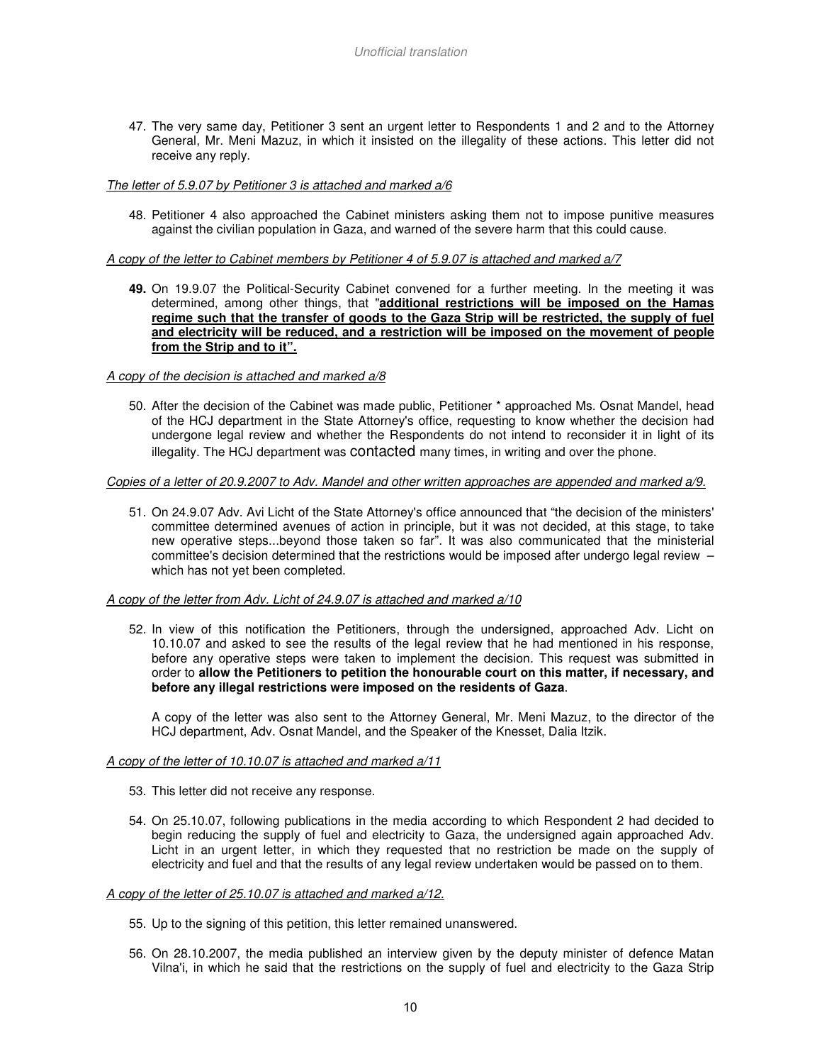47. The very same day, Petitioner 3 sent an urgent letter to Respondents 1 and 2 and to the Attorney General, Mr. Meni Mazuz, in which it insisted on the illegality of these actions. This letter did not receive any reply.

*The letter of 5.9.07 by Petitioner 3 is attached and marked a/6*

48. Petitioner 4 also approached the Cabinet ministers asking them not to impose punitive measures against the civilian population in Gaza, and warned of the severe harm that this could cause.

*A copy of the letter to Cabinet members by Petitioner 4 of 5.9.07 is attached and marked a/7*

**49.** On 19.9.07 the Political-Security Cabinet convened for a further meeting. In the meeting it was determined, among other things, that "**additional restrictions will be imposed on the Hamas regime such that the transfer of goods to the Gaza Strip will be restricted, the supply of fuel and electricity will be reduced, and a restriction will be imposed on the movement of people from the Strip and to it".**

*A copy of the decision is attached and marked a/8*

50. After the decision of the Cabinet was made public, Petitioner * approached Ms. Osnat Mandel, head of the HCJ department in the State Attorney's office, requesting to know whether the decision had undergone legal review and whether the Respondents do not intend to reconsider it in light of its illegality. The HCJ department was contacted many times, in writing and over the phone.

*Copies of a letter of 20.9.2007 to Adv. Mandel and other written approaches are appended and marked a/9.*

51. On 24.9.07 Adv. Avi Licht of the State Attorney's office announced that "the decision of the ministers' committee determined avenues of action in principle, but it was not decided, at this stage, to take new operative steps...beyond those taken so far". It was also communicated that the ministerial committee's decision determined that the restrictions would be imposed after undergo legal review – which has not yet been completed.

*A copy of the letter from Adv. Licht of 24.9.07 is attached and marked a/10*

52. In view of this notification the Petitioners, through the undersigned, approached Adv. Licht on 10.10.07 and asked to see the results of the legal review that he had mentioned in his response, before any operative steps were taken to implement the decision. This request was submitted in order to **allow the Petitioners to petition the honourable court on this matter, if necessary, and before any illegal restrictions were imposed on the residents of Gaza**.

    A copy of the letter was also sent to the Attorney General, Mr. Meni Mazuz, to the director of the HCJ department, Adv. Osnat Mandel, and the Speaker of the Knesset, Dalia Itzik.

*A copy of the letter of 10.10.07 is attached and marked a/11*

53. This letter did not receive any response.

54. On 25.10.07, following publications in the media according to which Respondent 2 had decided to begin reducing the supply of fuel and electricity to Gaza, the undersigned again approached Adv. Licht in an urgent letter, in which they requested that no restriction be made on the supply of electricity and fuel and that the results of any legal review undertaken would be passed on to them.

*A copy of the letter of 25.10.07 is attached and marked a/12.*

55. Up to the signing of this petition, this letter remained unanswered.

56. On 28.10.2007, the media published an interview given by the deputy minister of defence Matan Vilna'i, in which he said that the restrictions on the supply of fuel and electricity to the Gaza Strip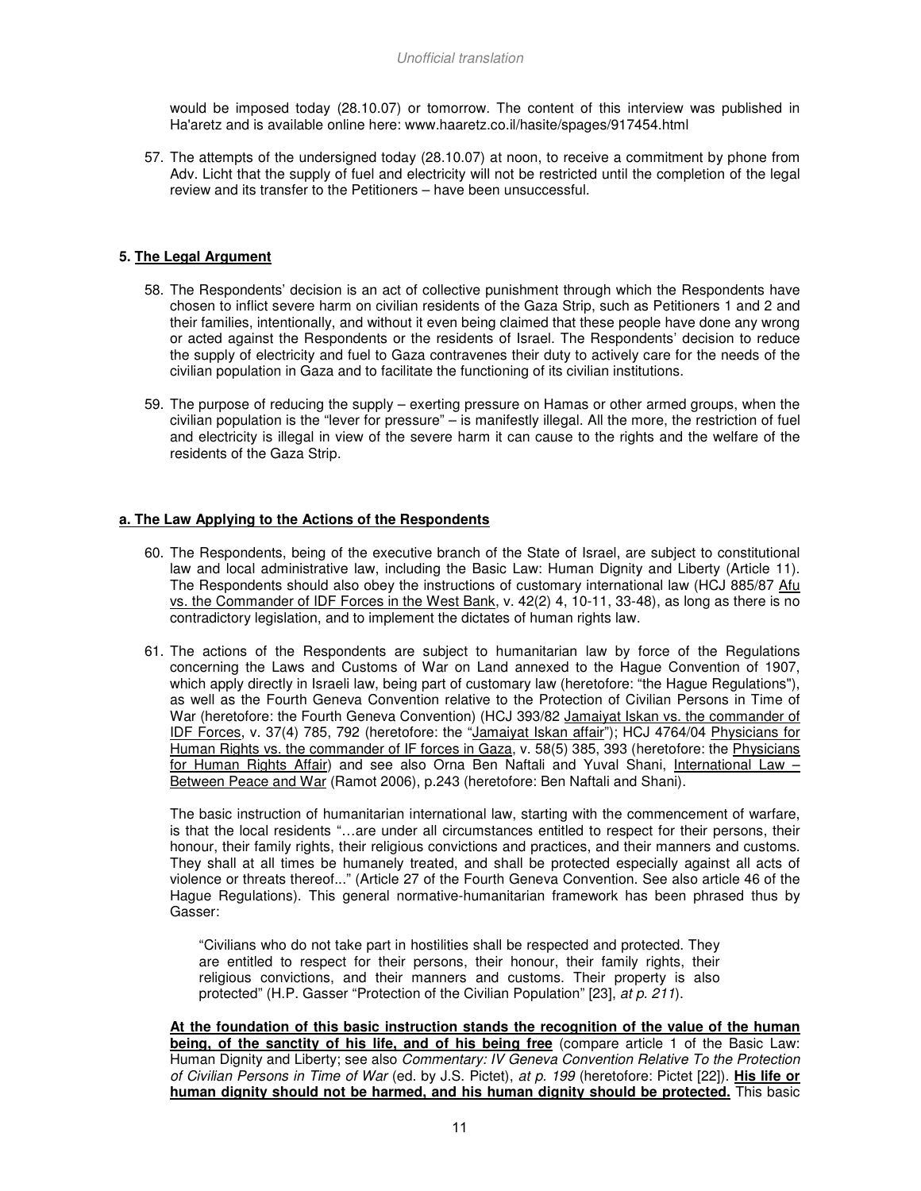would be imposed today (28.10.07) or tomorrow. The content of this interview was published in Ha'aretz and is available online here: www.haaretz.co.il/hasite/spages/917454.html

57. The attempts of the undersigned today (28.10.07) at noon, to receive a commitment by phone from Adv. Licht that the supply of fuel and electricity will not be restricted until the completion of the legal review and its transfer to the Petitioners – have been unsuccessful.

## 5. <u>The Legal Argument</u>

58. The Respondents' decision is an act of collective punishment through which the Respondents have chosen to inflict severe harm on civilian residents of the Gaza Strip, such as Petitioners 1 and 2 and their families, intentionally, and without it even being claimed that these people have done any wrong or acted against the Respondents or the residents of Israel. The Respondents' decision to reduce the supply of electricity and fuel to Gaza contravenes their duty to actively care for the needs of the civilian population in Gaza and to facilitate the functioning of its civilian institutions.

59. The purpose of reducing the supply – exerting pressure on Hamas or other armed groups, when the civilian population is the "lever for pressure" – is manifestly illegal. All the more, the restriction of fuel and electricity is illegal in view of the severe harm it can cause to the rights and the welfare of the residents of the Gaza Strip.

### a. <u>The Law Applying to the Actions of the Respondents</u>

60. The Respondents, being of the executive branch of the State of Israel, are subject to constitutional law and local administrative law, including the Basic Law: Human Dignity and Liberty (Article 11). The Respondents should also obey the instructions of customary international law (HCJ 885/87 <u>Afu vs. the Commander of IDF Forces in the West Bank</u>, v. 42(2) 4, 10-11, 33-48), as long as there is no contradictory legislation, and to implement the dictates of human rights law.

61. The actions of the Respondents are subject to humanitarian law by force of the Regulations concerning the Laws and Customs of War on Land annexed to the Hague Convention of 1907, which apply directly in Israeli law, being part of customary law (heretofore: "the Hague Regulations"), as well as the Fourth Geneva Convention relative to the Protection of Civilian Persons in Time of War (heretofore: the Fourth Geneva Convention) (HCJ 393/82 <u>Jamaiyat Iskan vs. the commander of IDF Forces</u>, v. 37(4) 785, 792 (heretofore: the "<u>Jamaiyat Iskan affair</u>"); HCJ 4764/04 <u>Physicians for Human Rights vs. the commander of IF forces in Gaza</u>, v. 58(5) 385, 393 (heretofore: the <u>Physicians for Human Rights Affair</u>) and see also Orna Ben Naftali and Yuval Shani, <u>International Law – Between Peace and War</u> (Ramot 2006), p.243 (heretofore: Ben Naftali and Shani).

The basic instruction of humanitarian international law, starting with the commencement of warfare, is that the local residents "…are under all circumstances entitled to respect for their persons, their honour, their family rights, their religious convictions and practices, and their manners and customs. They shall at all times be humanely treated, and shall be protected especially against all acts of violence or threats thereof..." (Article 27 of the Fourth Geneva Convention. See also article 46 of the Hague Regulations). This general normative-humanitarian framework has been phrased thus by Gasser:

> "Civilians who do not take part in hostilities shall be respected and protected. They are entitled to respect for their persons, their honour, their family rights, their religious convictions, and their manners and customs. Their property is also protected" (H.P. Gasser "Protection of the Civilian Population" [23], *at p. 211*).

**<u>At the foundation of this basic instruction stands the recognition of the value of the human being, of the sanctity of his life, and of his being free</u>** (compare article 1 of the Basic Law: Human Dignity and Liberty; see also *Commentary: IV Geneva Convention Relative To the Protection of Civilian Persons in Time of War* (ed. by J.S. Pictet), *at p. 199* (heretofore: Pictet [22]). **<u>His life or human dignity should not be harmed, and his human dignity should be protected.</u>** This basic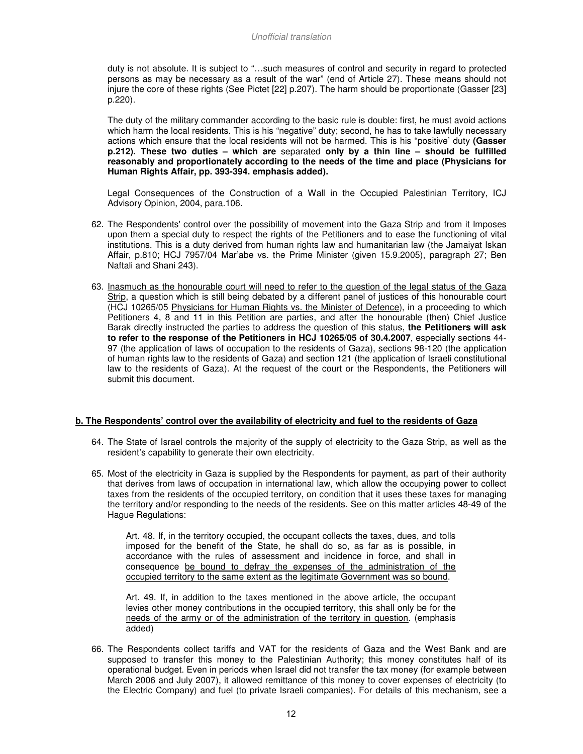duty is not absolute. It is subject to "…such measures of control and security in regard to protected persons as may be necessary as a result of the war" (end of Article 27). These means should not injure the core of these rights (See Pictet [22] p.207). The harm should be proportionate (Gasser [23] p.220).

> The duty of the military commander according to the basic rule is double: first, he must avoid actions which harm the local residents. This is his "negative" duty; second, he has to take lawfully necessary actions which ensure that the local residents will not be harmed. This is his "positive' duty **(Gasser p.212). These two duties – which are** separated **only by a thin line – should be fulfilled reasonably and proportionately according to the needs of the time and place (Physicians for Human Rights Affair, pp. 393-394. emphasis added).**
>
> Legal Consequences of the Construction of a Wall in the Occupied Palestinian Territory, ICJ Advisory Opinion, 2004, para.106.

62. The Respondents' control over the possibility of movement into the Gaza Strip and from it Imposes upon them a special duty to respect the rights of the Petitioners and to ease the functioning of vital institutions. This is a duty derived from human rights law and humanitarian law (the Jamaiyat Iskan Affair, p.810; HCJ 7957/04 Mar'abe vs. the Prime Minister (given 15.9.2005), paragraph 27; Ben Naftali and Shani 243).

63. Inasmuch as the honourable court will need to refer to the question of the legal status of the Gaza Strip, a question which is still being debated by a different panel of justices of this honourable court (HCJ 10265/05 Physicians for Human Rights vs. the Minister of Defence), in a proceeding to which Petitioners 4, 8 and 11 in this Petition are parties, and after the honourable (then) Chief Justice Barak directly instructed the parties to address the question of this status, **the Petitioners will ask to refer to the response of the Petitioners in HCJ 10265/05 of 30.4.2007**, especially sections 44-97 (the application of laws of occupation to the residents of Gaza), sections 98-120 (the application of human rights law to the residents of Gaza) and section 121 (the application of Israeli constitutional law to the residents of Gaza). At the request of the court or the Respondents, the Petitioners will submit this document.

### b. The Respondents' control over the availability of electricity and fuel to the residents of Gaza

64. The State of Israel controls the majority of the supply of electricity to the Gaza Strip, as well as the resident's capability to generate their own electricity.

65. Most of the electricity in Gaza is supplied by the Respondents for payment, as part of their authority that derives from laws of occupation in international law, which allow the occupying power to collect taxes from the residents of the occupied territory, on condition that it uses these taxes for managing the territory and/or responding to the needs of the residents. See on this matter articles 48-49 of the Hague Regulations:

> Art. 48. If, in the territory occupied, the occupant collects the taxes, dues, and tolls imposed for the benefit of the State, he shall do so, as far as is possible, in accordance with the rules of assessment and incidence in force, and shall in consequence be bound to defray the expenses of the administration of the occupied territory to the same extent as the legitimate Government was so bound.
>
> Art. 49. If, in addition to the taxes mentioned in the above article, the occupant levies other money contributions in the occupied territory, this shall only be for the needs of the army or of the administration of the territory in question. (emphasis added)

66. The Respondents collect tariffs and VAT for the residents of Gaza and the West Bank and are supposed to transfer this money to the Palestinian Authority; this money constitutes half of its operational budget. Even in periods when Israel did not transfer the tax money (for example between March 2006 and July 2007), it allowed remittance of this money to cover expenses of electricity (to the Electric Company) and fuel (to private Israeli companies). For details of this mechanism, see a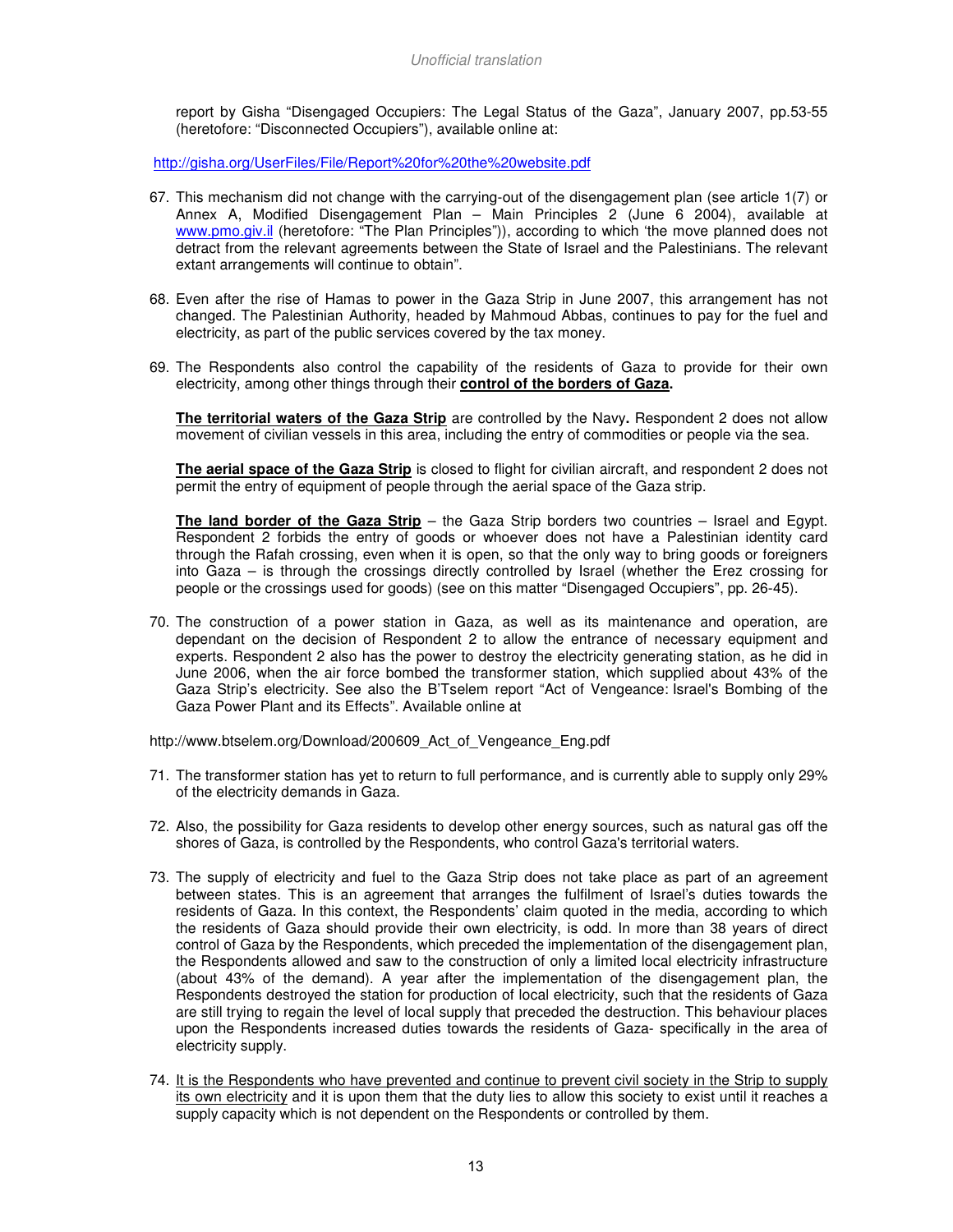report by Gisha "Disengaged Occupiers: The Legal Status of the Gaza", January 2007, pp.53-55 (heretofore: "Disconnected Occupiers"), available online at:

http://gisha.org/UserFiles/File/Report%20for%20the%20website.pdf

67. This mechanism did not change with the carrying-out of the disengagement plan (see article 1(7) or Annex A, Modified Disengagement Plan – Main Principles 2 (June 6 2004), available at www.pmo.giv.il (heretofore: "The Plan Principles")), according to which 'the move planned does not detract from the relevant agreements between the State of Israel and the Palestinians. The relevant extant arrangements will continue to obtain".

68. Even after the rise of Hamas to power in the Gaza Strip in June 2007, this arrangement has not changed. The Palestinian Authority, headed by Mahmoud Abbas, continues to pay for the fuel and electricity, as part of the public services covered by the tax money.

69. The Respondents also control the capability of the residents of Gaza to provide for their own electricity, among other things through their **<u>control of the borders of Gaza</u>.**

    **<u>The territorial waters of the Gaza Strip</u>** are controlled by the Navy**.** Respondent 2 does not allow movement of civilian vessels in this area, including the entry of commodities or people via the sea.

    **<u>The aerial space of the Gaza Strip</u>** is closed to flight for civilian aircraft, and respondent 2 does not permit the entry of equipment of people through the aerial space of the Gaza strip.

    **<u>The land border of the Gaza Strip</u>** – the Gaza Strip borders two countries – Israel and Egypt. Respondent 2 forbids the entry of goods or whoever does not have a Palestinian identity card through the Rafah crossing, even when it is open, so that the only way to bring goods or foreigners into Gaza – is through the crossings directly controlled by Israel (whether the Erez crossing for people or the crossings used for goods) (see on this matter "Disengaged Occupiers", pp. 26-45).

70. The construction of a power station in Gaza, as well as its maintenance and operation, are dependant on the decision of Respondent 2 to allow the entrance of necessary equipment and experts. Respondent 2 also has the power to destroy the electricity generating station, as he did in June 2006, when the air force bombed the transformer station, which supplied about 43% of the Gaza Strip's electricity. See also the B'Tselem report "Act of Vengeance: Israel's Bombing of the Gaza Power Plant and its Effects". Available online at

http://www.btselem.org/Download/200609_Act_of_Vengeance_Eng.pdf

71. The transformer station has yet to return to full performance, and is currently able to supply only 29% of the electricity demands in Gaza.

72. Also, the possibility for Gaza residents to develop other energy sources, such as natural gas off the shores of Gaza, is controlled by the Respondents, who control Gaza's territorial waters.

73. The supply of electricity and fuel to the Gaza Strip does not take place as part of an agreement between states. This is an agreement that arranges the fulfilment of Israel's duties towards the residents of Gaza. In this context, the Respondents' claim quoted in the media, according to which the residents of Gaza should provide their own electricity, is odd. In more than 38 years of direct control of Gaza by the Respondents, which preceded the implementation of the disengagement plan, the Respondents allowed and saw to the construction of only a limited local electricity infrastructure (about 43% of the demand). A year after the implementation of the disengagement plan, the Respondents destroyed the station for production of local electricity, such that the residents of Gaza are still trying to regain the level of local supply that preceded the destruction. This behaviour places upon the Respondents increased duties towards the residents of Gaza- specifically in the area of electricity supply.

74. <u>It is the Respondents who have prevented and continue to prevent civil society in the Strip to supply its own electricity</u> and it is upon them that the duty lies to allow this society to exist until it reaches a supply capacity which is not dependent on the Respondents or controlled by them.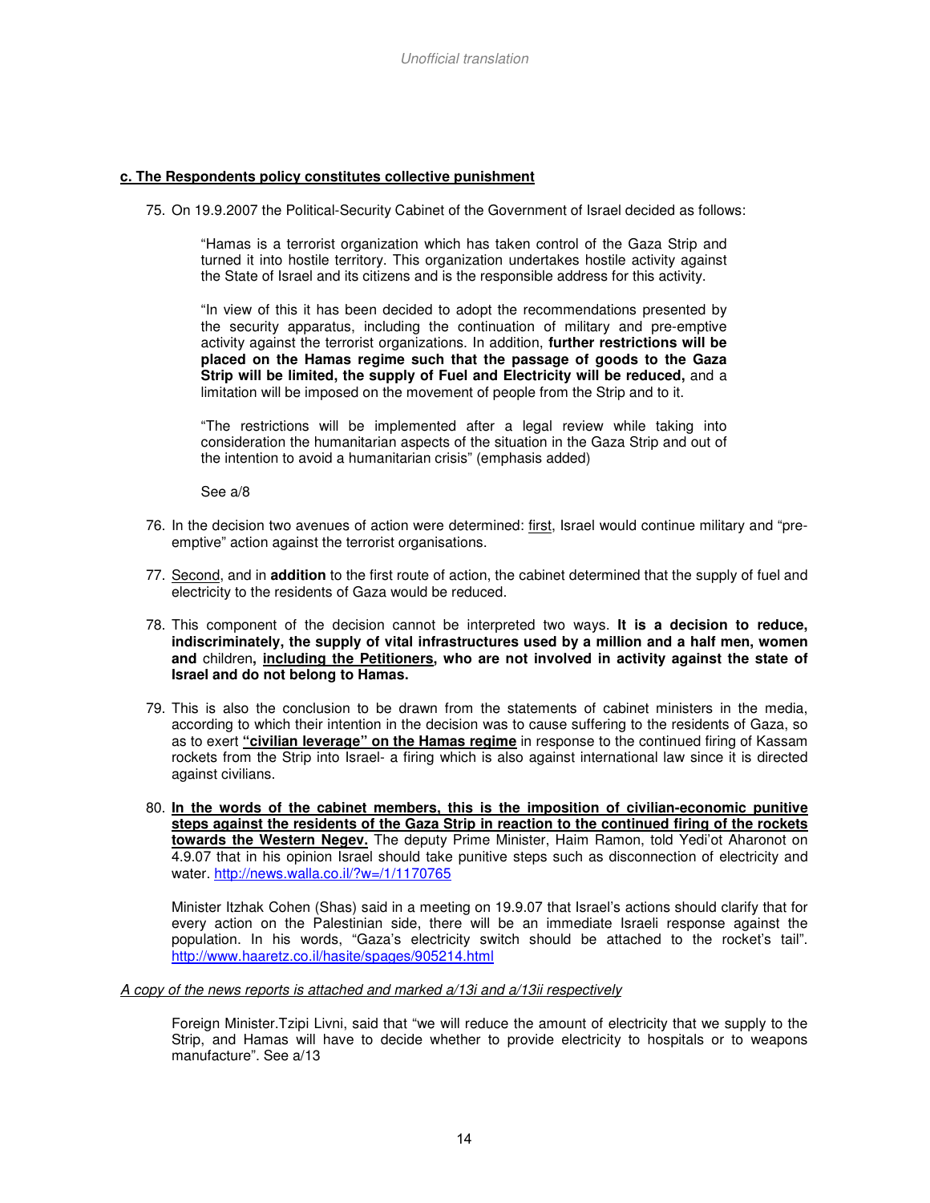**c. The Respondents policy constitutes collective punishment**

75. On 19.9.2007 the Political-Security Cabinet of the Government of Israel decided as follows:

    "Hamas is a terrorist organization which has taken control of the Gaza Strip and turned it into hostile territory. This organization undertakes hostile activity against the State of Israel and its citizens and is the responsible address for this activity.

    "In view of this it has been decided to adopt the recommendations presented by the security apparatus, including the continuation of military and pre-emptive activity against the terrorist organizations. In addition, **further restrictions will be placed on the Hamas regime such that the passage of goods to the Gaza Strip will be limited, the supply of Fuel and Electricity will be reduced,** and a limitation will be imposed on the movement of people from the Strip and to it.

    "The restrictions will be implemented after a legal review while taking into consideration the humanitarian aspects of the situation in the Gaza Strip and out of the intention to avoid a humanitarian crisis" (emphasis added)

    See a/8

76. In the decision two avenues of action were determined: first, Israel would continue military and "pre-emptive" action against the terrorist organisations.

77. Second, and in **addition** to the first route of action, the cabinet determined that the supply of fuel and electricity to the residents of Gaza would be reduced.

78. This component of the decision cannot be interpreted two ways. **It is a decision to reduce, indiscriminately, the supply of vital infrastructures used by a million and a half men, women and** children**, including the Petitioners, who are not involved in activity against the state of Israel and do not belong to Hamas.**

79. This is also the conclusion to be drawn from the statements of cabinet ministers in the media, according to which their intention in the decision was to cause suffering to the residents of Gaza, so as to exert **"civilian leverage" on the Hamas regime** in response to the continued firing of Kassam rockets from the Strip into Israel- a firing which is also against international law since it is directed against civilians.

80. **In the words of the cabinet members, this is the imposition of civilian-economic punitive steps against the residents of the Gaza Strip in reaction to the continued firing of the rockets towards the Western Negev.** The deputy Prime Minister, Haim Ramon, told Yedi'ot Aharonot on 4.9.07 that in his opinion Israel should take punitive steps such as disconnection of electricity and water. http://news.walla.co.il/?w=/1/1170765

    Minister Itzhak Cohen (Shas) said in a meeting on 19.9.07 that Israel's actions should clarify that for every action on the Palestinian side, there will be an immediate Israeli response against the population. In his words, "Gaza's electricity switch should be attached to the rocket's tail". http://www.haaretz.co.il/hasite/spages/905214.html

*A copy of the news reports is attached and marked a/13i and a/13ii respectively*

Foreign Minister.Tzipi Livni, said that "we will reduce the amount of electricity that we supply to the Strip, and Hamas will have to decide whether to provide electricity to hospitals or to weapons manufacture". See a/13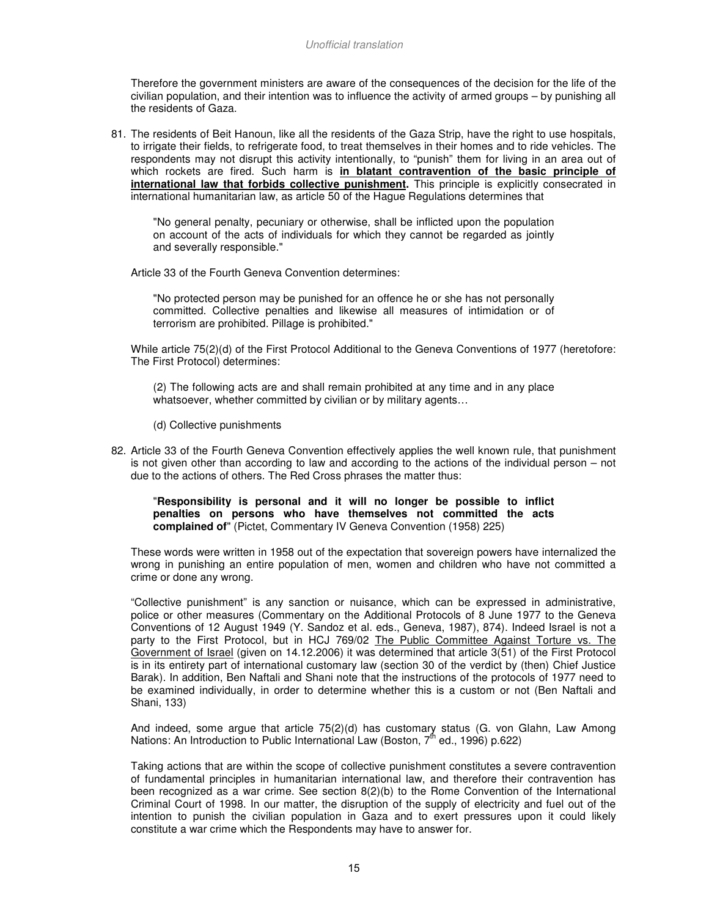Therefore the government ministers are aware of the consequences of the decision for the life of the civilian population, and their intention was to influence the activity of armed groups – by punishing all the residents of Gaza.

81. The residents of Beit Hanoun, like all the residents of the Gaza Strip, have the right to use hospitals, to irrigate their fields, to refrigerate food, to treat themselves in their homes and to ride vehicles. The respondents may not disrupt this activity intentionally, to "punish" them for living in an area out of which rockets are fired. Such harm is **in blatant contravention of the basic principle of international law that forbids collective punishment.** This principle is explicitly consecrated in international humanitarian law, as article 50 of the Hague Regulations determines that

> "No general penalty, pecuniary or otherwise, shall be inflicted upon the population on account of the acts of individuals for which they cannot be regarded as jointly and severally responsible."

Article 33 of the Fourth Geneva Convention determines:

> "No protected person may be punished for an offence he or she has not personally committed. Collective penalties and likewise all measures of intimidation or of terrorism are prohibited. Pillage is prohibited."

While article 75(2)(d) of the First Protocol Additional to the Geneva Conventions of 1977 (heretofore: The First Protocol) determines:

> (2) The following acts are and shall remain prohibited at any time and in any place whatsoever, whether committed by civilian or by military agents…
>
> (d) Collective punishments

82. Article 33 of the Fourth Geneva Convention effectively applies the well known rule, that punishment is not given other than according to law and according to the actions of the individual person – not due to the actions of others. The Red Cross phrases the matter thus:

> "**Responsibility is personal and it will no longer be possible to inflict penalties on persons who have themselves not committed the acts complained of**" (Pictet, Commentary IV Geneva Convention (1958) 225)

These words were written in 1958 out of the expectation that sovereign powers have internalized the wrong in punishing an entire population of men, women and children who have not committed a crime or done any wrong.

"Collective punishment" is any sanction or nuisance, which can be expressed in administrative, police or other measures (Commentary on the Additional Protocols of 8 June 1977 to the Geneva Conventions of 12 August 1949 (Y. Sandoz et al. eds., Geneva, 1987), 874). Indeed Israel is not a party to the First Protocol, but in HCJ 769/02 The Public Committee Against Torture vs. The Government of Israel (given on 14.12.2006) it was determined that article 3(51) of the First Protocol is in its entirety part of international customary law (section 30 of the verdict by (then) Chief Justice Barak). In addition, Ben Naftali and Shani note that the instructions of the protocols of 1977 need to be examined individually, in order to determine whether this is a custom or not (Ben Naftali and Shani, 133)

And indeed, some argue that article 75(2)(d) has customary status (G. von Glahn, Law Among Nations: An Introduction to Public International Law (Boston, 7th ed., 1996) p.622)

Taking actions that are within the scope of collective punishment constitutes a severe contravention of fundamental principles in humanitarian international law, and therefore their contravention has been recognized as a war crime. See section 8(2)(b) to the Rome Convention of the International Criminal Court of 1998. In our matter, the disruption of the supply of electricity and fuel out of the intention to punish the civilian population in Gaza and to exert pressures upon it could likely constitute a war crime which the Respondents may have to answer for.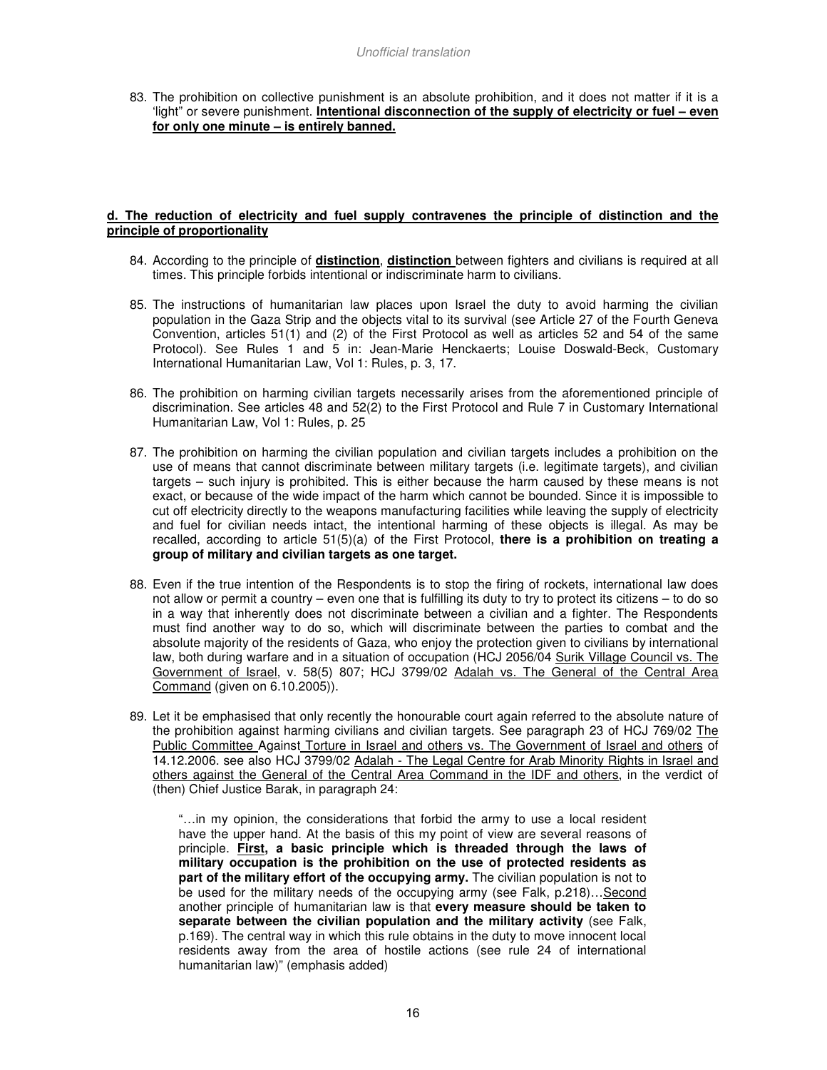83. The prohibition on collective punishment is an absolute prohibition, and it does not matter if it is a 'light" or severe punishment. **Intentional disconnection of the supply of electricity or fuel – even for only one minute – is entirely banned.**

**d. The reduction of electricity and fuel supply contravenes the principle of distinction and the principle of proportionality**

84. According to the principle of **distinction**, **distinction** between fighters and civilians is required at all times. This principle forbids intentional or indiscriminate harm to civilians.

85. The instructions of humanitarian law places upon Israel the duty to avoid harming the civilian population in the Gaza Strip and the objects vital to its survival (see Article 27 of the Fourth Geneva Convention, articles 51(1) and (2) of the First Protocol as well as articles 52 and 54 of the same Protocol). See Rules 1 and 5 in: Jean-Marie Henckaerts; Louise Doswald-Beck, Customary International Humanitarian Law, Vol 1: Rules, p. 3, 17.

86. The prohibition on harming civilian targets necessarily arises from the aforementioned principle of discrimination. See articles 48 and 52(2) to the First Protocol and Rule 7 in Customary International Humanitarian Law, Vol 1: Rules, p. 25

87. The prohibition on harming the civilian population and civilian targets includes a prohibition on the use of means that cannot discriminate between military targets (i.e. legitimate targets), and civilian targets – such injury is prohibited. This is either because the harm caused by these means is not exact, or because of the wide impact of the harm which cannot be bounded. Since it is impossible to cut off electricity directly to the weapons manufacturing facilities while leaving the supply of electricity and fuel for civilian needs intact, the intentional harming of these objects is illegal. As may be recalled, according to article 51(5)(a) of the First Protocol, **there is a prohibition on treating a group of military and civilian targets as one target.**

88. Even if the true intention of the Respondents is to stop the firing of rockets, international law does not allow or permit a country – even one that is fulfilling its duty to try to protect its citizens – to do so in a way that inherently does not discriminate between a civilian and a fighter. The Respondents must find another way to do so, which will discriminate between the parties to combat and the absolute majority of the residents of Gaza, who enjoy the protection given to civilians by international law, both during warfare and in a situation of occupation (HCJ 2056/04 Surik Village Council vs. The Government of Israel, v. 58(5) 807; HCJ 3799/02 Adalah vs. The General of the Central Area Command (given on 6.10.2005)).

89. Let it be emphasised that only recently the honourable court again referred to the absolute nature of the prohibition against harming civilians and civilian targets. See paragraph 23 of HCJ 769/02 The Public Committee Against Torture in Israel and others vs. The Government of Israel and others of 14.12.2006. see also HCJ 3799/02 Adalah - The Legal Centre for Arab Minority Rights in Israel and others against the General of the Central Area Command in the IDF and others, in the verdict of (then) Chief Justice Barak, in paragraph 24:

> "…in my opinion, the considerations that forbid the army to use a local resident have the upper hand. At the basis of this my point of view are several reasons of principle. **First, a basic principle which is threaded through the laws of military occupation is the prohibition on the use of protected residents as part of the military effort of the occupying army.** The civilian population is not to be used for the military needs of the occupying army (see Falk, p.218)…Second another principle of humanitarian law is that **every measure should be taken to separate between the civilian population and the military activity** (see Falk, p.169). The central way in which this rule obtains in the duty to move innocent local residents away from the area of hostile actions (see rule 24 of international humanitarian law)" (emphasis added)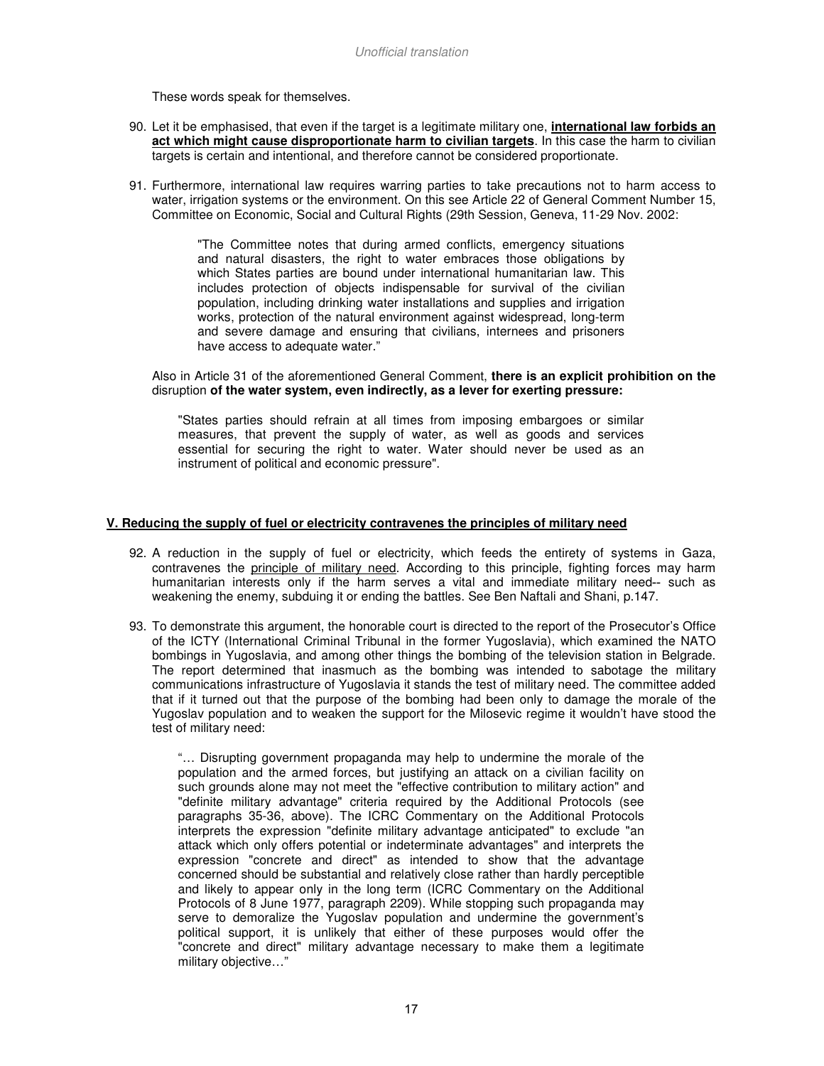These words speak for themselves.

90. Let it be emphasised, that even if the target is a legitimate military one, **international law forbids an act which might cause disproportionate harm to civilian targets**. In this case the harm to civilian targets is certain and intentional, and therefore cannot be considered proportionate.

91. Furthermore, international law requires warring parties to take precautions not to harm access to water, irrigation systems or the environment. On this see Article 22 of General Comment Number 15, Committee on Economic, Social and Cultural Rights (29th Session, Geneva, 11-29 Nov. 2002:

> "The Committee notes that during armed conflicts, emergency situations and natural disasters, the right to water embraces those obligations by which States parties are bound under international humanitarian law. This includes protection of objects indispensable for survival of the civilian population, including drinking water installations and supplies and irrigation works, protection of the natural environment against widespread, long-term and severe damage and ensuring that civilians, internees and prisoners have access to adequate water."

Also in Article 31 of the aforementioned General Comment, **there is an explicit prohibition on the** disruption **of the water system, even indirectly, as a lever for exerting pressure:**

> "States parties should refrain at all times from imposing embargoes or similar measures, that prevent the supply of water, as well as goods and services essential for securing the right to water. Water should never be used as an instrument of political and economic pressure".

## V. Reducing the supply of fuel or electricity contravenes the principles of military need

92. A reduction in the supply of fuel or electricity, which feeds the entirety of systems in Gaza, contravenes the principle of military need. According to this principle, fighting forces may harm humanitarian interests only if the harm serves a vital and immediate military need-- such as weakening the enemy, subduing it or ending the battles. See Ben Naftali and Shani, p.147.

93. To demonstrate this argument, the honorable court is directed to the report of the Prosecutor's Office of the ICTY (International Criminal Tribunal in the former Yugoslavia), which examined the NATO bombings in Yugoslavia, and among other things the bombing of the television station in Belgrade. The report determined that inasmuch as the bombing was intended to sabotage the military communications infrastructure of Yugoslavia it stands the test of military need. The committee added that if it turned out that the purpose of the bombing had been only to damage the morale of the Yugoslav population and to weaken the support for the Milosevic regime it wouldn't have stood the test of military need:

> "… Disrupting government propaganda may help to undermine the morale of the population and the armed forces, but justifying an attack on a civilian facility on such grounds alone may not meet the "effective contribution to military action" and "definite military advantage" criteria required by the Additional Protocols (see paragraphs 35-36, above). The ICRC Commentary on the Additional Protocols interprets the expression "definite military advantage anticipated" to exclude "an attack which only offers potential or indeterminate advantages" and interprets the expression "concrete and direct" as intended to show that the advantage concerned should be substantial and relatively close rather than hardly perceptible and likely to appear only in the long term (ICRC Commentary on the Additional Protocols of 8 June 1977, paragraph 2209). While stopping such propaganda may serve to demoralize the Yugoslav population and undermine the government's political support, it is unlikely that either of these purposes would offer the "concrete and direct" military advantage necessary to make them a legitimate military objective…"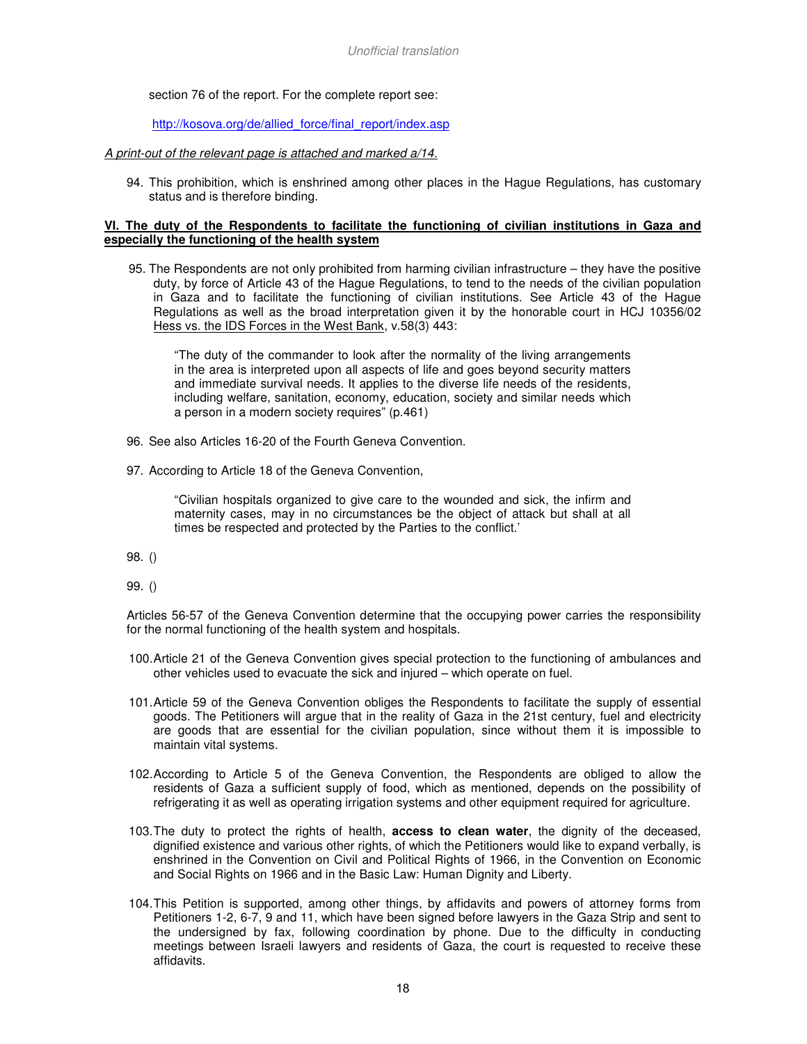section 76 of the report. For the complete report see:

http://kosova.org/de/allied_force/final_report/index.asp

*A print-out of the relevant page is attached and marked a/14.*

94. This prohibition, which is enshrined among other places in the Hague Regulations, has customary status and is therefore binding.

**VI. The duty of the Respondents to facilitate the functioning of civilian institutions in Gaza and especially the functioning of the health system**

95. The Respondents are not only prohibited from harming civilian infrastructure – they have the positive duty, by force of Article 43 of the Hague Regulations, to tend to the needs of the civilian population in Gaza and to facilitate the functioning of civilian institutions. See Article 43 of the Hague Regulations as well as the broad interpretation given it by the honorable court in HCJ 10356/02 Hess vs. the IDS Forces in the West Bank, v.58(3) 443:

> "The duty of the commander to look after the normality of the living arrangements in the area is interpreted upon all aspects of life and goes beyond security matters and immediate survival needs. It applies to the diverse life needs of the residents, including welfare, sanitation, economy, education, society and similar needs which a person in a modern society requires" (p.461)

96. See also Articles 16-20 of the Fourth Geneva Convention.

97. According to Article 18 of the Geneva Convention,

> "Civilian hospitals organized to give care to the wounded and sick, the infirm and maternity cases, may in no circumstances be the object of attack but shall at all times be respected and protected by the Parties to the conflict.'

98. ()

99. ()

Articles 56-57 of the Geneva Convention determine that the occupying power carries the responsibility for the normal functioning of the health system and hospitals.

100. Article 21 of the Geneva Convention gives special protection to the functioning of ambulances and other vehicles used to evacuate the sick and injured – which operate on fuel.

101. Article 59 of the Geneva Convention obliges the Respondents to facilitate the supply of essential goods. The Petitioners will argue that in the reality of Gaza in the 21st century, fuel and electricity are goods that are essential for the civilian population, since without them it is impossible to maintain vital systems.

102. According to Article 5 of the Geneva Convention, the Respondents are obliged to allow the residents of Gaza a sufficient supply of food, which as mentioned, depends on the possibility of refrigerating it as well as operating irrigation systems and other equipment required for agriculture.

103. The duty to protect the rights of health, **access to clean water**, the dignity of the deceased, dignified existence and various other rights, of which the Petitioners would like to expand verbally, is enshrined in the Convention on Civil and Political Rights of 1966, in the Convention on Economic and Social Rights on 1966 and in the Basic Law: Human Dignity and Liberty.

104. This Petition is supported, among other things, by affidavits and powers of attorney forms from Petitioners 1-2, 6-7, 9 and 11, which have been signed before lawyers in the Gaza Strip and sent to the undersigned by fax, following coordination by phone. Due to the difficulty in conducting meetings between Israeli lawyers and residents of Gaza, the court is requested to receive these affidavits.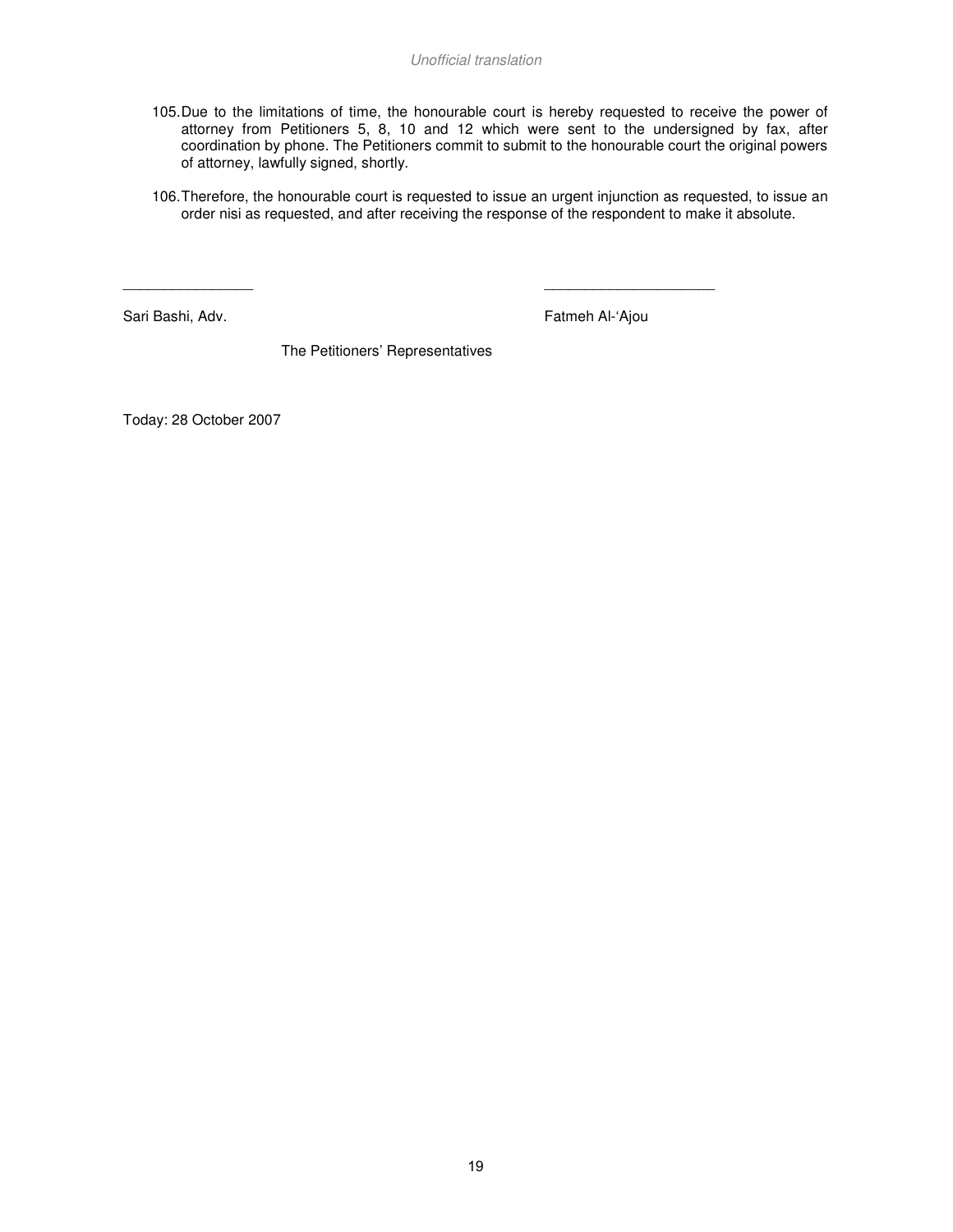105. Due to the limitations of time, the honourable court is hereby requested to receive the power of attorney from Petitioners 5, 8, 10 and 12 which were sent to the undersigned by fax, after coordination by phone. The Petitioners commit to submit to the honourable court the original powers of attorney, lawfully signed, shortly.

106. Therefore, the honourable court is requested to issue an urgent injunction as requested, to issue an order nisi as requested, and after receiving the response of the respondent to make it absolute.

________________ _____________________

Sari Bashi, Adv. Fatmeh Al-'Ajou

The Petitioners' Representatives

Today: 28 October 2007